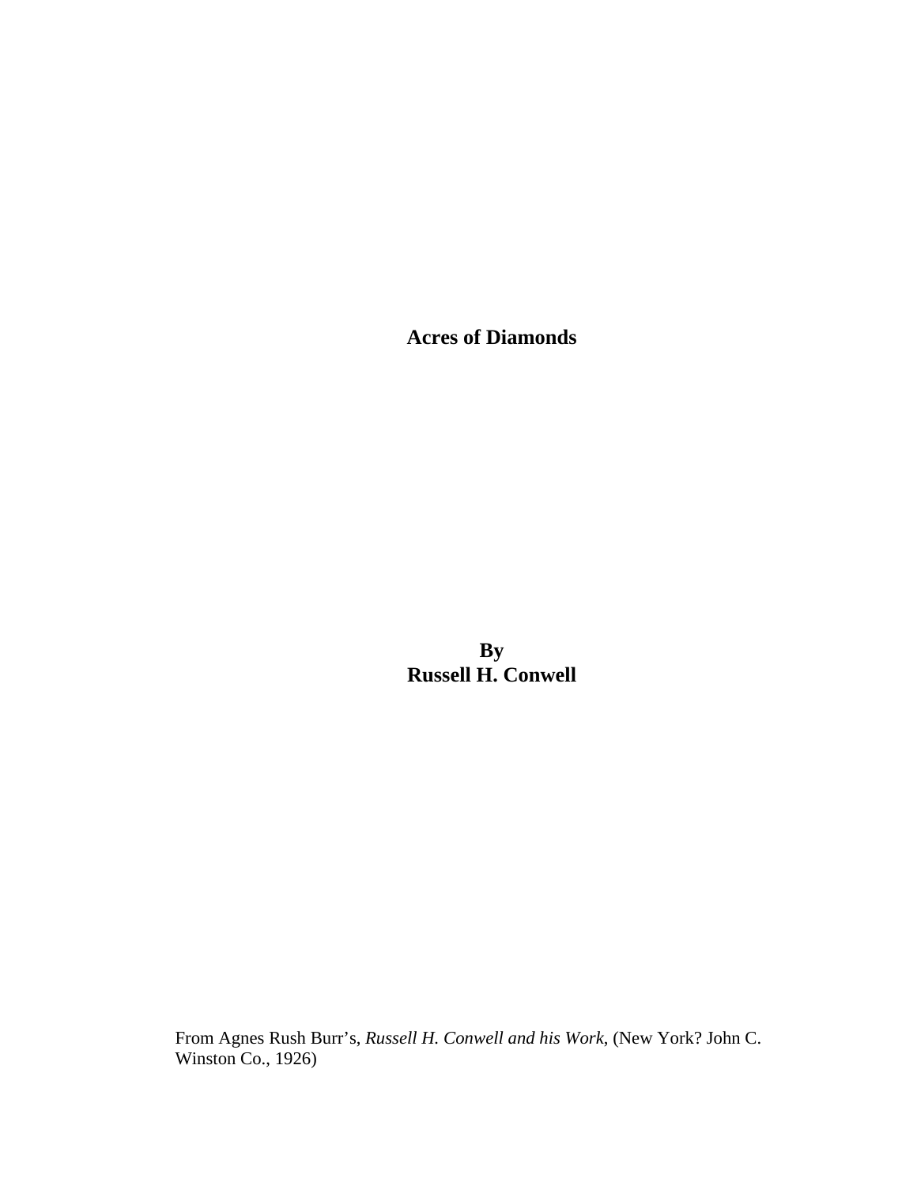# Acres of Diamonds

**By**
**Russell H. Conwell**

From Agnes Rush Burr's, *Russell H. Conwell and his Work*, (New York? John C. Winston Co., 1926)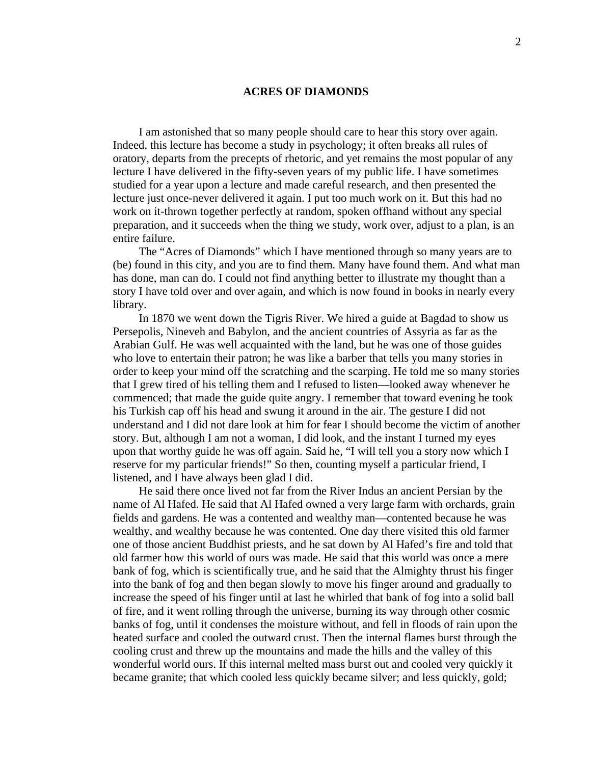# ACRES OF DIAMONDS

I am astonished that so many people should care to hear this story over again. Indeed, this lecture has become a study in psychology; it often breaks all rules of oratory, departs from the precepts of rhetoric, and yet remains the most popular of any lecture I have delivered in the fifty-seven years of my public life. I have sometimes studied for a year upon a lecture and made careful research, and then presented the lecture just once-never delivered it again. I put too much work on it. But this had no work on it-thrown together perfectly at random, spoken offhand without any special preparation, and it succeeds when the thing we study, work over, adjust to a plan, is an entire failure.

The "Acres of Diamonds" which I have mentioned through so many years are to (be) found in this city, and you are to find them. Many have found them. And what man has done, man can do. I could not find anything better to illustrate my thought than a story I have told over and over again, and which is now found in books in nearly every library.

In 1870 we went down the Tigris River. We hired a guide at Bagdad to show us Persepolis, Nineveh and Babylon, and the ancient countries of Assyria as far as the Arabian Gulf. He was well acquainted with the land, but he was one of those guides who love to entertain their patron; he was like a barber that tells you many stories in order to keep your mind off the scratching and the scarping. He told me so many stories that I grew tired of his telling them and I refused to listen—looked away whenever he commenced; that made the guide quite angry. I remember that toward evening he took his Turkish cap off his head and swung it around in the air. The gesture I did not understand and I did not dare look at him for fear I should become the victim of another story. But, although I am not a woman, I did look, and the instant I turned my eyes upon that worthy guide he was off again. Said he, "I will tell you a story now which I reserve for my particular friends!" So then, counting myself a particular friend, I listened, and I have always been glad I did.

He said there once lived not far from the River Indus an ancient Persian by the name of Al Hafed. He said that Al Hafed owned a very large farm with orchards, grain fields and gardens. He was a contented and wealthy man—contented because he was wealthy, and wealthy because he was contented. One day there visited this old farmer one of those ancient Buddhist priests, and he sat down by Al Hafed's fire and told that old farmer how this world of ours was made. He said that this world was once a mere bank of fog, which is scientifically true, and he said that the Almighty thrust his finger into the bank of fog and then began slowly to move his finger around and gradually to increase the speed of his finger until at last he whirled that bank of fog into a solid ball of fire, and it went rolling through the universe, burning its way through other cosmic banks of fog, until it condenses the moisture without, and fell in floods of rain upon the heated surface and cooled the outward crust. Then the internal flames burst through the cooling crust and threw up the mountains and made the hills and the valley of this wonderful world ours. If this internal melted mass burst out and cooled very quickly it became granite; that which cooled less quickly became silver; and less quickly, gold;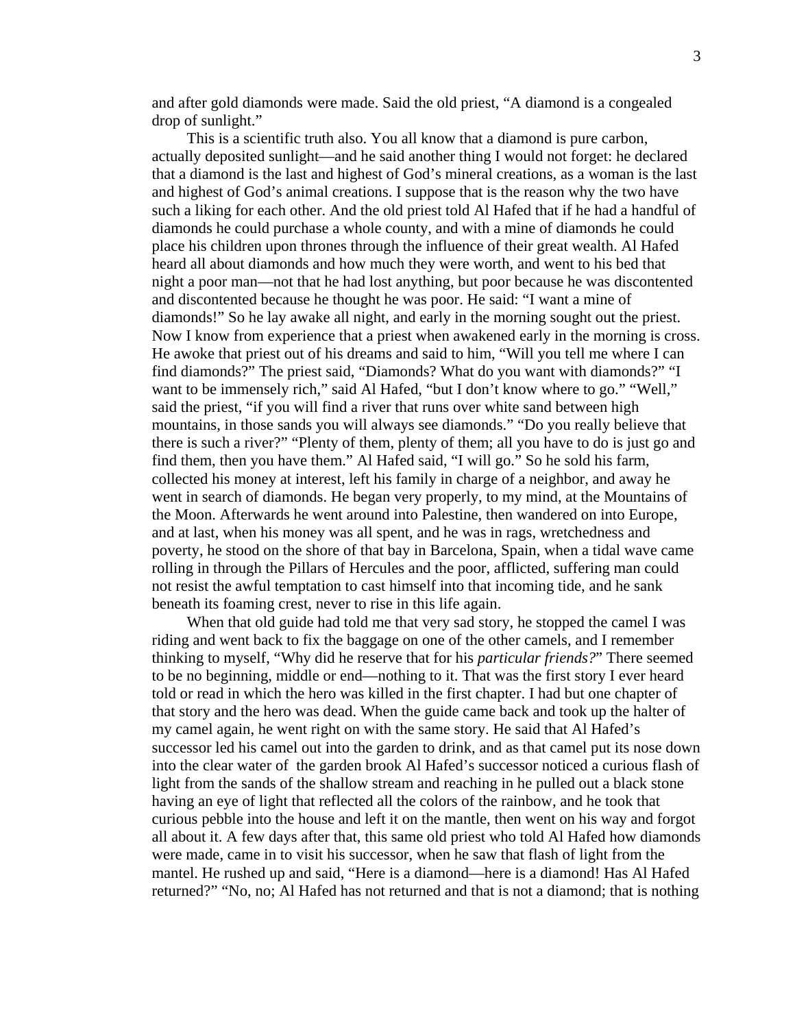and after gold diamonds were made. Said the old priest, "A diamond is a congealed drop of sunlight."

This is a scientific truth also. You all know that a diamond is pure carbon, actually deposited sunlight—and he said another thing I would not forget: he declared that a diamond is the last and highest of God's mineral creations, as a woman is the last and highest of God's animal creations. I suppose that is the reason why the two have such a liking for each other. And the old priest told Al Hafed that if he had a handful of diamonds he could purchase a whole county, and with a mine of diamonds he could place his children upon thrones through the influence of their great wealth. Al Hafed heard all about diamonds and how much they were worth, and went to his bed that night a poor man—not that he had lost anything, but poor because he was discontented and discontented because he thought he was poor. He said: "I want a mine of diamonds!" So he lay awake all night, and early in the morning sought out the priest. Now I know from experience that a priest when awakened early in the morning is cross. He awoke that priest out of his dreams and said to him, "Will you tell me where I can find diamonds?" The priest said, "Diamonds? What do you want with diamonds?" "I want to be immensely rich," said Al Hafed, "but I don't know where to go." "Well," said the priest, "if you will find a river that runs over white sand between high mountains, in those sands you will always see diamonds." "Do you really believe that there is such a river?" "Plenty of them, plenty of them; all you have to do is just go and find them, then you have them." Al Hafed said, "I will go." So he sold his farm, collected his money at interest, left his family in charge of a neighbor, and away he went in search of diamonds. He began very properly, to my mind, at the Mountains of the Moon. Afterwards he went around into Palestine, then wandered on into Europe, and at last, when his money was all spent, and he was in rags, wretchedness and poverty, he stood on the shore of that bay in Barcelona, Spain, when a tidal wave came rolling in through the Pillars of Hercules and the poor, afflicted, suffering man could not resist the awful temptation to cast himself into that incoming tide, and he sank beneath its foaming crest, never to rise in this life again.

When that old guide had told me that very sad story, he stopped the camel I was riding and went back to fix the baggage on one of the other camels, and I remember thinking to myself, "Why did he reserve that for his *particular friends?*" There seemed to be no beginning, middle or end—nothing to it. That was the first story I ever heard told or read in which the hero was killed in the first chapter. I had but one chapter of that story and the hero was dead. When the guide came back and took up the halter of my camel again, he went right on with the same story. He said that Al Hafed's successor led his camel out into the garden to drink, and as that camel put its nose down into the clear water of the garden brook Al Hafed's successor noticed a curious flash of light from the sands of the shallow stream and reaching in he pulled out a black stone having an eye of light that reflected all the colors of the rainbow, and he took that curious pebble into the house and left it on the mantle, then went on his way and forgot all about it. A few days after that, this same old priest who told Al Hafed how diamonds were made, came in to visit his successor, when he saw that flash of light from the mantel. He rushed up and said, "Here is a diamond—here is a diamond! Has Al Hafed returned?" "No, no; Al Hafed has not returned and that is not a diamond; that is nothing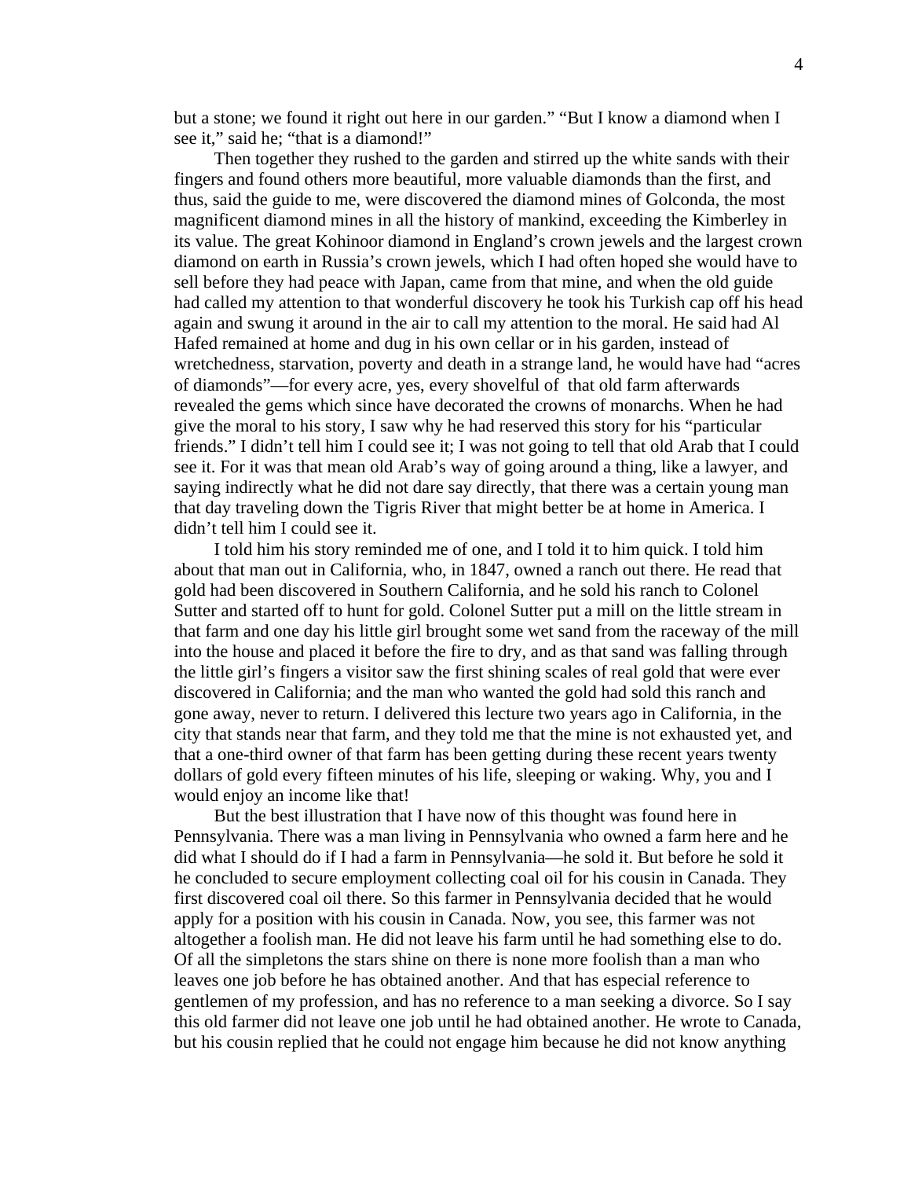but a stone; we found it right out here in our garden." "But I know a diamond when I see it," said he; "that is a diamond!"

Then together they rushed to the garden and stirred up the white sands with their fingers and found others more beautiful, more valuable diamonds than the first, and thus, said the guide to me, were discovered the diamond mines of Golconda, the most magnificent diamond mines in all the history of mankind, exceeding the Kimberley in its value. The great Kohinoor diamond in England's crown jewels and the largest crown diamond on earth in Russia's crown jewels, which I had often hoped she would have to sell before they had peace with Japan, came from that mine, and when the old guide had called my attention to that wonderful discovery he took his Turkish cap off his head again and swung it around in the air to call my attention to the moral. He said had Al Hafed remained at home and dug in his own cellar or in his garden, instead of wretchedness, starvation, poverty and death in a strange land, he would have had "acres of diamonds"—for every acre, yes, every shovelful of that old farm afterwards revealed the gems which since have decorated the crowns of monarchs. When he had give the moral to his story, I saw why he had reserved this story for his "particular friends." I didn't tell him I could see it; I was not going to tell that old Arab that I could see it. For it was that mean old Arab's way of going around a thing, like a lawyer, and saying indirectly what he did not dare say directly, that there was a certain young man that day traveling down the Tigris River that might better be at home in America. I didn't tell him I could see it.

I told him his story reminded me of one, and I told it to him quick. I told him about that man out in California, who, in 1847, owned a ranch out there. He read that gold had been discovered in Southern California, and he sold his ranch to Colonel Sutter and started off to hunt for gold. Colonel Sutter put a mill on the little stream in that farm and one day his little girl brought some wet sand from the raceway of the mill into the house and placed it before the fire to dry, and as that sand was falling through the little girl's fingers a visitor saw the first shining scales of real gold that were ever discovered in California; and the man who wanted the gold had sold this ranch and gone away, never to return. I delivered this lecture two years ago in California, in the city that stands near that farm, and they told me that the mine is not exhausted yet, and that a one-third owner of that farm has been getting during these recent years twenty dollars of gold every fifteen minutes of his life, sleeping or waking. Why, you and I would enjoy an income like that!

But the best illustration that I have now of this thought was found here in Pennsylvania. There was a man living in Pennsylvania who owned a farm here and he did what I should do if I had a farm in Pennsylvania—he sold it. But before he sold it he concluded to secure employment collecting coal oil for his cousin in Canada. They first discovered coal oil there. So this farmer in Pennsylvania decided that he would apply for a position with his cousin in Canada. Now, you see, this farmer was not altogether a foolish man. He did not leave his farm until he had something else to do. Of all the simpletons the stars shine on there is none more foolish than a man who leaves one job before he has obtained another. And that has especial reference to gentlemen of my profession, and has no reference to a man seeking a divorce. So I say this old farmer did not leave one job until he had obtained another. He wrote to Canada, but his cousin replied that he could not engage him because he did not know anything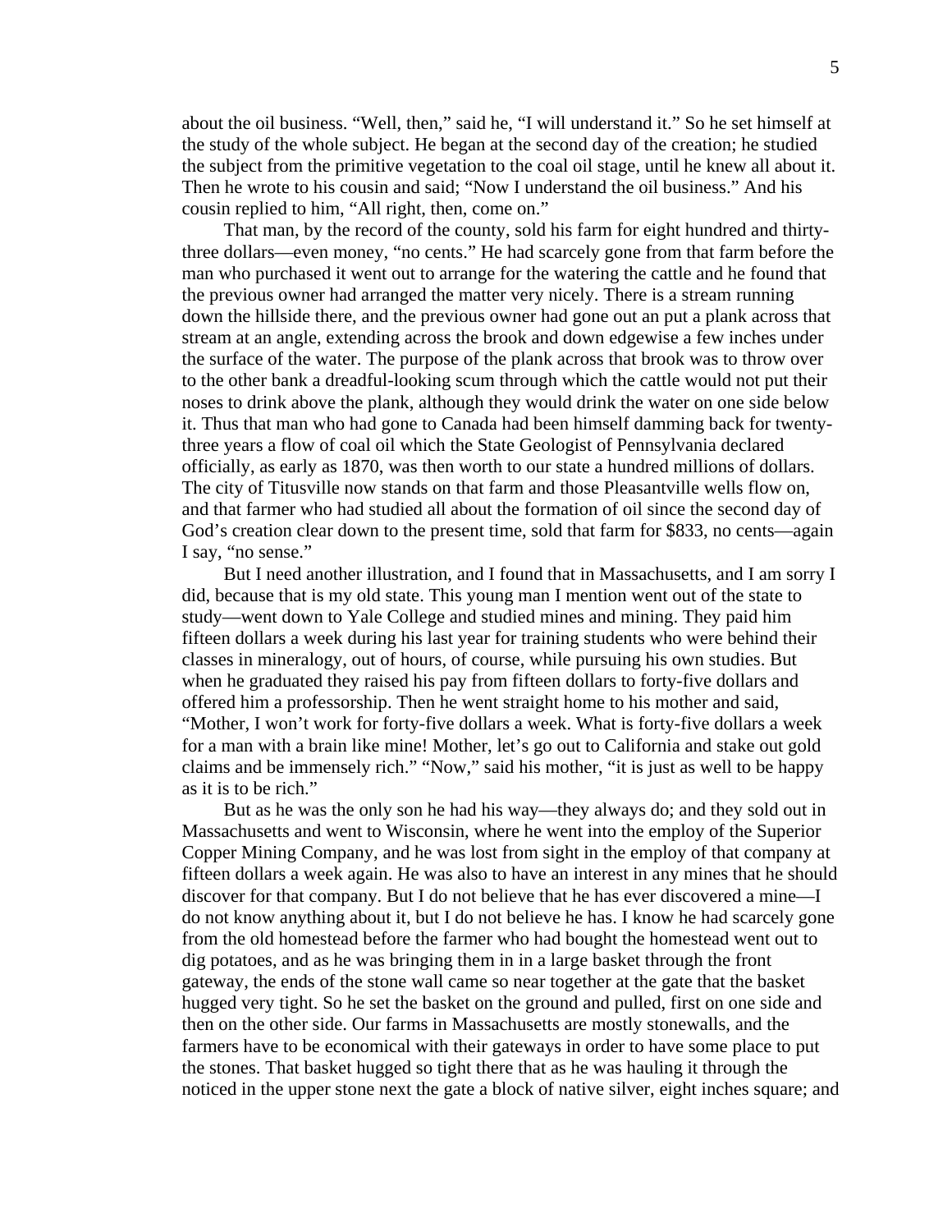about the oil business. "Well, then," said he, "I will understand it." So he set himself at the study of the whole subject. He began at the second day of the creation; he studied the subject from the primitive vegetation to the coal oil stage, until he knew all about it. Then he wrote to his cousin and said; "Now I understand the oil business." And his cousin replied to him, "All right, then, come on."

That man, by the record of the county, sold his farm for eight hundred and thirty-three dollars—even money, "no cents." He had scarcely gone from that farm before the man who purchased it went out to arrange for the watering the cattle and he found that the previous owner had arranged the matter very nicely. There is a stream running down the hillside there, and the previous owner had gone out an put a plank across that stream at an angle, extending across the brook and down edgewise a few inches under the surface of the water. The purpose of the plank across that brook was to throw over to the other bank a dreadful-looking scum through which the cattle would not put their noses to drink above the plank, although they would drink the water on one side below it. Thus that man who had gone to Canada had been himself damming back for twenty-three years a flow of coal oil which the State Geologist of Pennsylvania declared officially, as early as 1870, was then worth to our state a hundred millions of dollars. The city of Titusville now stands on that farm and those Pleasantville wells flow on, and that farmer who had studied all about the formation of oil since the second day of God's creation clear down to the present time, sold that farm for $833, no cents—again I say, "no sense."

But I need another illustration, and I found that in Massachusetts, and I am sorry I did, because that is my old state. This young man I mention went out of the state to study—went down to Yale College and studied mines and mining. They paid him fifteen dollars a week during his last year for training students who were behind their classes in mineralogy, out of hours, of course, while pursuing his own studies. But when he graduated they raised his pay from fifteen dollars to forty-five dollars and offered him a professorship. Then he went straight home to his mother and said, "Mother, I won't work for forty-five dollars a week. What is forty-five dollars a week for a man with a brain like mine! Mother, let's go out to California and stake out gold claims and be immensely rich." "Now," said his mother, "it is just as well to be happy as it is to be rich."

But as he was the only son he had his way—they always do; and they sold out in Massachusetts and went to Wisconsin, where he went into the employ of the Superior Copper Mining Company, and he was lost from sight in the employ of that company at fifteen dollars a week again. He was also to have an interest in any mines that he should discover for that company. But I do not believe that he has ever discovered a mine—I do not know anything about it, but I do not believe he has. I know he had scarcely gone from the old homestead before the farmer who had bought the homestead went out to dig potatoes, and as he was bringing them in in a large basket through the front gateway, the ends of the stone wall came so near together at the gate that the basket hugged very tight. So he set the basket on the ground and pulled, first on one side and then on the other side. Our farms in Massachusetts are mostly stonewalls, and the farmers have to be economical with their gateways in order to have some place to put the stones. That basket hugged so tight there that as he was hauling it through the noticed in the upper stone next the gate a block of native silver, eight inches square; and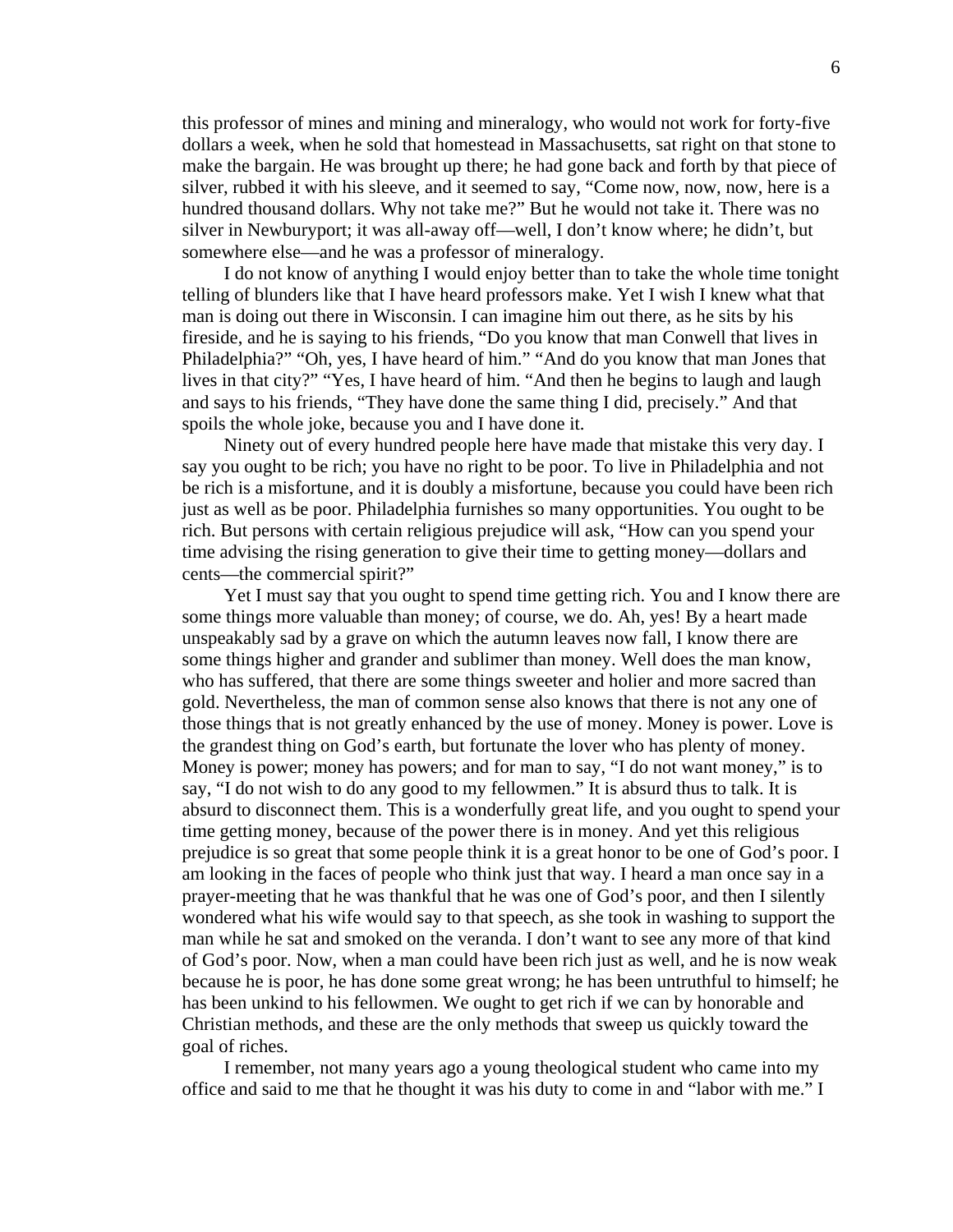this professor of mines and mining and mineralogy, who would not work for forty-five dollars a week, when he sold that homestead in Massachusetts, sat right on that stone to make the bargain. He was brought up there; he had gone back and forth by that piece of silver, rubbed it with his sleeve, and it seemed to say, "Come now, now, now, here is a hundred thousand dollars. Why not take me?" But he would not take it. There was no silver in Newburyport; it was all-away off—well, I don't know where; he didn't, but somewhere else—and he was a professor of mineralogy.

I do not know of anything I would enjoy better than to take the whole time tonight telling of blunders like that I have heard professors make. Yet I wish I knew what that man is doing out there in Wisconsin. I can imagine him out there, as he sits by his fireside, and he is saying to his friends, "Do you know that man Conwell that lives in Philadelphia?" "Oh, yes, I have heard of him." "And do you know that man Jones that lives in that city?" "Yes, I have heard of him. "And then he begins to laugh and laugh and says to his friends, "They have done the same thing I did, precisely." And that spoils the whole joke, because you and I have done it.

Ninety out of every hundred people here have made that mistake this very day. I say you ought to be rich; you have no right to be poor. To live in Philadelphia and not be rich is a misfortune, and it is doubly a misfortune, because you could have been rich just as well as be poor. Philadelphia furnishes so many opportunities. You ought to be rich. But persons with certain religious prejudice will ask, "How can you spend your time advising the rising generation to give their time to getting money—dollars and cents—the commercial spirit?"

Yet I must say that you ought to spend time getting rich. You and I know there are some things more valuable than money; of course, we do. Ah, yes! By a heart made unspeakably sad by a grave on which the autumn leaves now fall, I know there are some things higher and grander and sublimer than money. Well does the man know, who has suffered, that there are some things sweeter and holier and more sacred than gold. Nevertheless, the man of common sense also knows that there is not any one of those things that is not greatly enhanced by the use of money. Money is power. Love is the grandest thing on God's earth, but fortunate the lover who has plenty of money. Money is power; money has powers; and for man to say, "I do not want money," is to say, "I do not wish to do any good to my fellowmen." It is absurd thus to talk. It is absurd to disconnect them. This is a wonderfully great life, and you ought to spend your time getting money, because of the power there is in money. And yet this religious prejudice is so great that some people think it is a great honor to be one of God's poor. I am looking in the faces of people who think just that way. I heard a man once say in a prayer-meeting that he was thankful that he was one of God's poor, and then I silently wondered what his wife would say to that speech, as she took in washing to support the man while he sat and smoked on the veranda. I don't want to see any more of that kind of God's poor. Now, when a man could have been rich just as well, and he is now weak because he is poor, he has done some great wrong; he has been untruthful to himself; he has been unkind to his fellowmen. We ought to get rich if we can by honorable and Christian methods, and these are the only methods that sweep us quickly toward the goal of riches.

I remember, not many years ago a young theological student who came into my office and said to me that he thought it was his duty to come in and "labor with me." I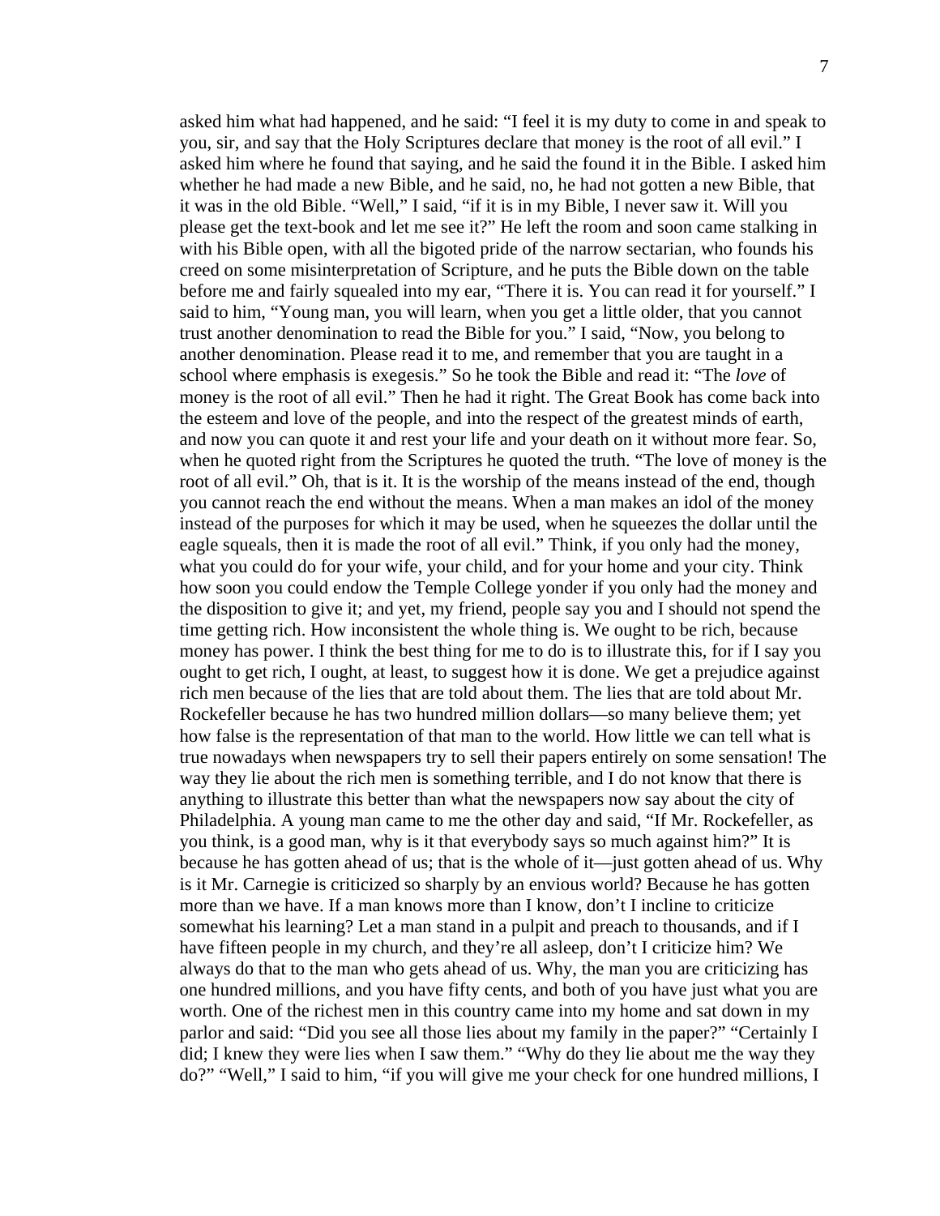asked him what had happened, and he said: "I feel it is my duty to come in and speak to you, sir, and say that the Holy Scriptures declare that money is the root of all evil." I asked him where he found that saying, and he said the found it in the Bible. I asked him whether he had made a new Bible, and he said, no, he had not gotten a new Bible, that it was in the old Bible. "Well," I said, "if it is in my Bible, I never saw it. Will you please get the text-book and let me see it?" He left the room and soon came stalking in with his Bible open, with all the bigoted pride of the narrow sectarian, who founds his creed on some misinterpretation of Scripture, and he puts the Bible down on the table before me and fairly squealed into my ear, "There it is. You can read it for yourself." I said to him, "Young man, you will learn, when you get a little older, that you cannot trust another denomination to read the Bible for you." I said, "Now, you belong to another denomination. Please read it to me, and remember that you are taught in a school where emphasis is exegesis." So he took the Bible and read it: "The *love* of money is the root of all evil." Then he had it right. The Great Book has come back into the esteem and love of the people, and into the respect of the greatest minds of earth, and now you can quote it and rest your life and your death on it without more fear. So, when he quoted right from the Scriptures he quoted the truth. "The love of money is the root of all evil." Oh, that is it. It is the worship of the means instead of the end, though you cannot reach the end without the means. When a man makes an idol of the money instead of the purposes for which it may be used, when he squeezes the dollar until the eagle squeals, then it is made the root of all evil." Think, if you only had the money, what you could do for your wife, your child, and for your home and your city. Think how soon you could endow the Temple College yonder if you only had the money and the disposition to give it; and yet, my friend, people say you and I should not spend the time getting rich. How inconsistent the whole thing is. We ought to be rich, because money has power. I think the best thing for me to do is to illustrate this, for if I say you ought to get rich, I ought, at least, to suggest how it is done. We get a prejudice against rich men because of the lies that are told about them. The lies that are told about Mr. Rockefeller because he has two hundred million dollars—so many believe them; yet how false is the representation of that man to the world. How little we can tell what is true nowadays when newspapers try to sell their papers entirely on some sensation! The way they lie about the rich men is something terrible, and I do not know that there is anything to illustrate this better than what the newspapers now say about the city of Philadelphia. A young man came to me the other day and said, "If Mr. Rockefeller, as you think, is a good man, why is it that everybody says so much against him?" It is because he has gotten ahead of us; that is the whole of it—just gotten ahead of us. Why is it Mr. Carnegie is criticized so sharply by an envious world? Because he has gotten more than we have. If a man knows more than I know, don't I incline to criticize somewhat his learning? Let a man stand in a pulpit and preach to thousands, and if I have fifteen people in my church, and they're all asleep, don't I criticize him? We always do that to the man who gets ahead of us. Why, the man you are criticizing has one hundred millions, and you have fifty cents, and both of you have just what you are worth. One of the richest men in this country came into my home and sat down in my parlor and said: "Did you see all those lies about my family in the paper?" "Certainly I did; I knew they were lies when I saw them." "Why do they lie about me the way they do?" "Well," I said to him, "if you will give me your check for one hundred millions, I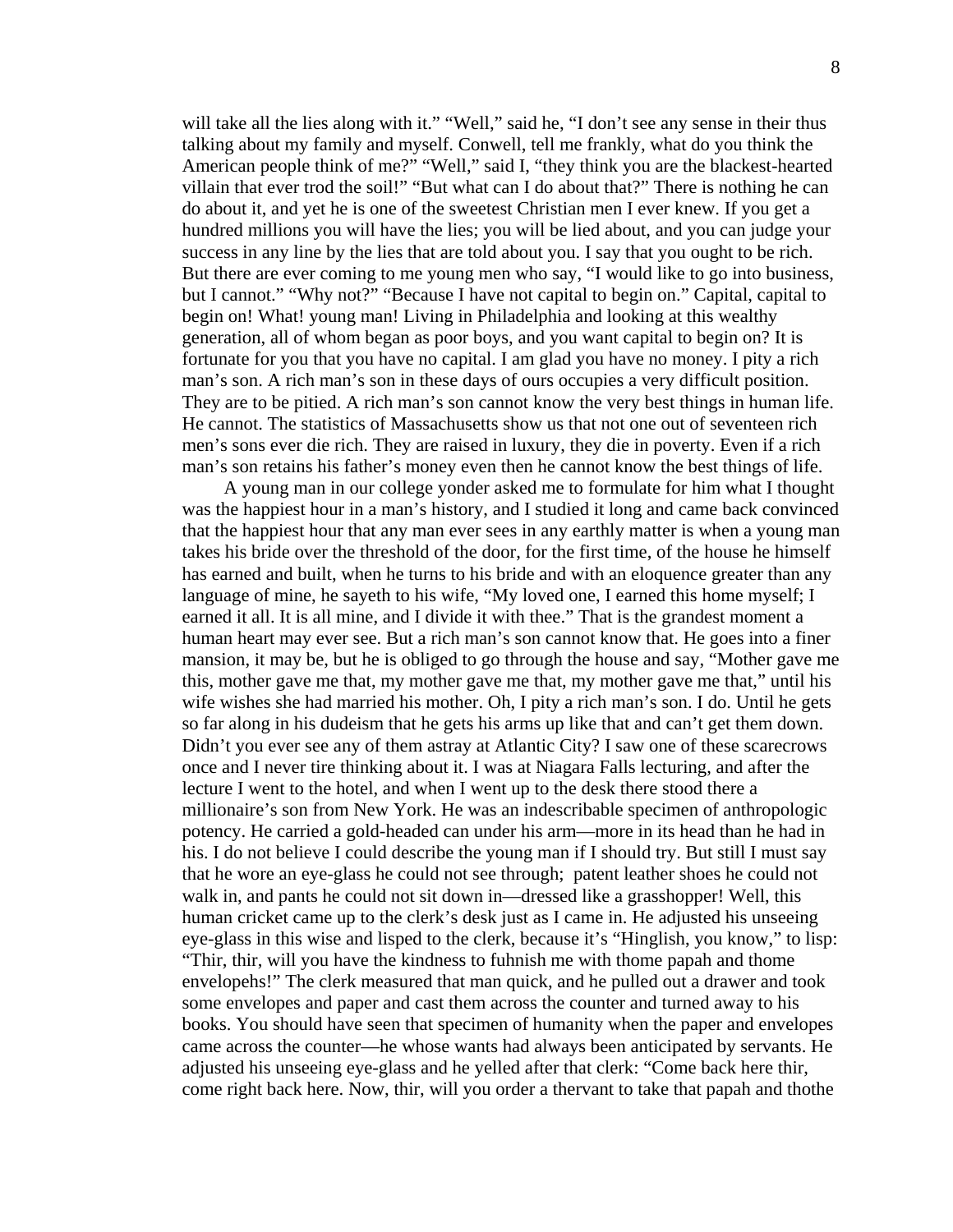will take all the lies along with it." "Well," said he, "I don't see any sense in their thus talking about my family and myself. Conwell, tell me frankly, what do you think the American people think of me?" "Well," said I, "they think you are the blackest-hearted villain that ever trod the soil!" "But what can I do about that?" There is nothing he can do about it, and yet he is one of the sweetest Christian men I ever knew. If you get a hundred millions you will have the lies; you will be lied about, and you can judge your success in any line by the lies that are told about you. I say that you ought to be rich. But there are ever coming to me young men who say, "I would like to go into business, but I cannot." "Why not?" "Because I have not capital to begin on." Capital, capital to begin on! What! young man! Living in Philadelphia and looking at this wealthy generation, all of whom began as poor boys, and you want capital to begin on? It is fortunate for you that you have no capital. I am glad you have no money. I pity a rich man's son. A rich man's son in these days of ours occupies a very difficult position. They are to be pitied. A rich man's son cannot know the very best things in human life. He cannot. The statistics of Massachusetts show us that not one out of seventeen rich men's sons ever die rich. They are raised in luxury, they die in poverty. Even if a rich man's son retains his father's money even then he cannot know the best things of life.

A young man in our college yonder asked me to formulate for him what I thought was the happiest hour in a man's history, and I studied it long and came back convinced that the happiest hour that any man ever sees in any earthly matter is when a young man takes his bride over the threshold of the door, for the first time, of the house he himself has earned and built, when he turns to his bride and with an eloquence greater than any language of mine, he sayeth to his wife, "My loved one, I earned this home myself; I earned it all. It is all mine, and I divide it with thee." That is the grandest moment a human heart may ever see. But a rich man's son cannot know that. He goes into a finer mansion, it may be, but he is obliged to go through the house and say, "Mother gave me this, mother gave me that, my mother gave me that, my mother gave me that," until his wife wishes she had married his mother. Oh, I pity a rich man's son. I do. Until he gets so far along in his dudeism that he gets his arms up like that and can't get them down. Didn't you ever see any of them astray at Atlantic City? I saw one of these scarecrows once and I never tire thinking about it. I was at Niagara Falls lecturing, and after the lecture I went to the hotel, and when I went up to the desk there stood there a millionaire's son from New York. He was an indescribable specimen of anthropologic potency. He carried a gold-headed can under his arm—more in its head than he had in his. I do not believe I could describe the young man if I should try. But still I must say that he wore an eye-glass he could not see through; patent leather shoes he could not walk in, and pants he could not sit down in—dressed like a grasshopper! Well, this human cricket came up to the clerk's desk just as I came in. He adjusted his unseeing eye-glass in this wise and lisped to the clerk, because it's "Hinglish, you know," to lisp: "Thir, thir, will you have the kindness to fuhnish me with thome papah and thome envelopehs!" The clerk measured that man quick, and he pulled out a drawer and took some envelopes and paper and cast them across the counter and turned away to his books. You should have seen that specimen of humanity when the paper and envelopes came across the counter—he whose wants had always been anticipated by servants. He adjusted his unseeing eye-glass and he yelled after that clerk: "Come back here thir, come right back here. Now, thir, will you order a thervant to take that papah and thothe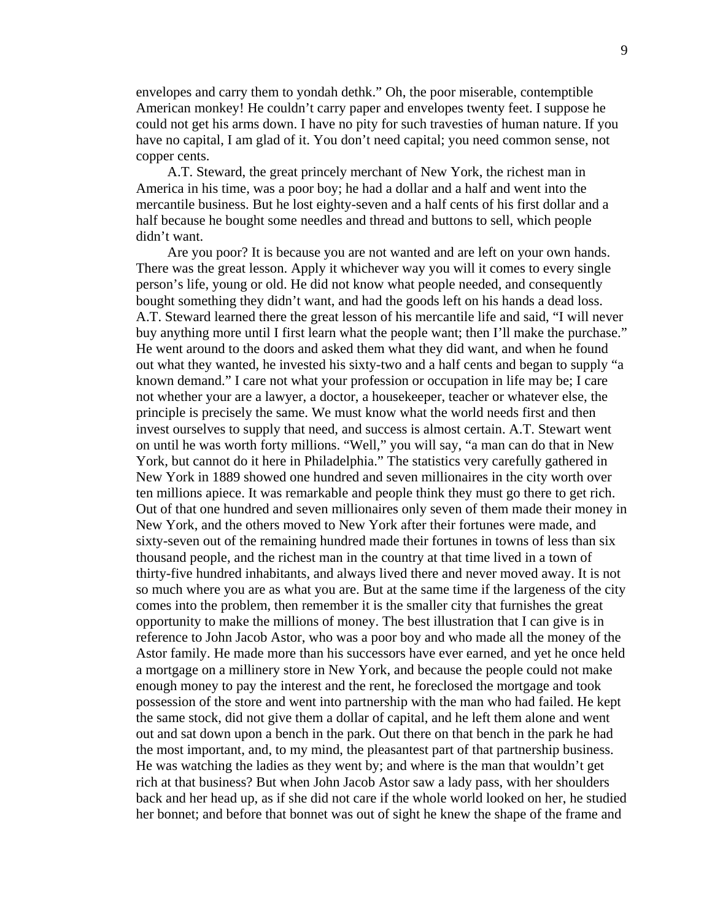envelopes and carry them to yondah dethk." Oh, the poor miserable, contemptible American monkey! He couldn't carry paper and envelopes twenty feet. I suppose he could not get his arms down. I have no pity for such travesties of human nature. If you have no capital, I am glad of it. You don't need capital; you need common sense, not copper cents.

A.T. Steward, the great princely merchant of New York, the richest man in America in his time, was a poor boy; he had a dollar and a half and went into the mercantile business. But he lost eighty-seven and a half cents of his first dollar and a half because he bought some needles and thread and buttons to sell, which people didn't want.

Are you poor? It is because you are not wanted and are left on your own hands. There was the great lesson. Apply it whichever way you will it comes to every single person's life, young or old. He did not know what people needed, and consequently bought something they didn't want, and had the goods left on his hands a dead loss. A.T. Steward learned there the great lesson of his mercantile life and said, "I will never buy anything more until I first learn what the people want; then I'll make the purchase." He went around to the doors and asked them what they did want, and when he found out what they wanted, he invested his sixty-two and a half cents and began to supply "a known demand." I care not what your profession or occupation in life may be; I care not whether your are a lawyer, a doctor, a housekeeper, teacher or whatever else, the principle is precisely the same. We must know what the world needs first and then invest ourselves to supply that need, and success is almost certain. A.T. Stewart went on until he was worth forty millions. "Well," you will say, "a man can do that in New York, but cannot do it here in Philadelphia." The statistics very carefully gathered in New York in 1889 showed one hundred and seven millionaires in the city worth over ten millions apiece. It was remarkable and people think they must go there to get rich. Out of that one hundred and seven millionaires only seven of them made their money in New York, and the others moved to New York after their fortunes were made, and sixty-seven out of the remaining hundred made their fortunes in towns of less than six thousand people, and the richest man in the country at that time lived in a town of thirty-five hundred inhabitants, and always lived there and never moved away. It is not so much where you are as what you are. But at the same time if the largeness of the city comes into the problem, then remember it is the smaller city that furnishes the great opportunity to make the millions of money. The best illustration that I can give is in reference to John Jacob Astor, who was a poor boy and who made all the money of the Astor family. He made more than his successors have ever earned, and yet he once held a mortgage on a millinery store in New York, and because the people could not make enough money to pay the interest and the rent, he foreclosed the mortgage and took possession of the store and went into partnership with the man who had failed. He kept the same stock, did not give them a dollar of capital, and he left them alone and went out and sat down upon a bench in the park. Out there on that bench in the park he had the most important, and, to my mind, the pleasantest part of that partnership business. He was watching the ladies as they went by; and where is the man that wouldn't get rich at that business? But when John Jacob Astor saw a lady pass, with her shoulders back and her head up, as if she did not care if the whole world looked on her, he studied her bonnet; and before that bonnet was out of sight he knew the shape of the frame and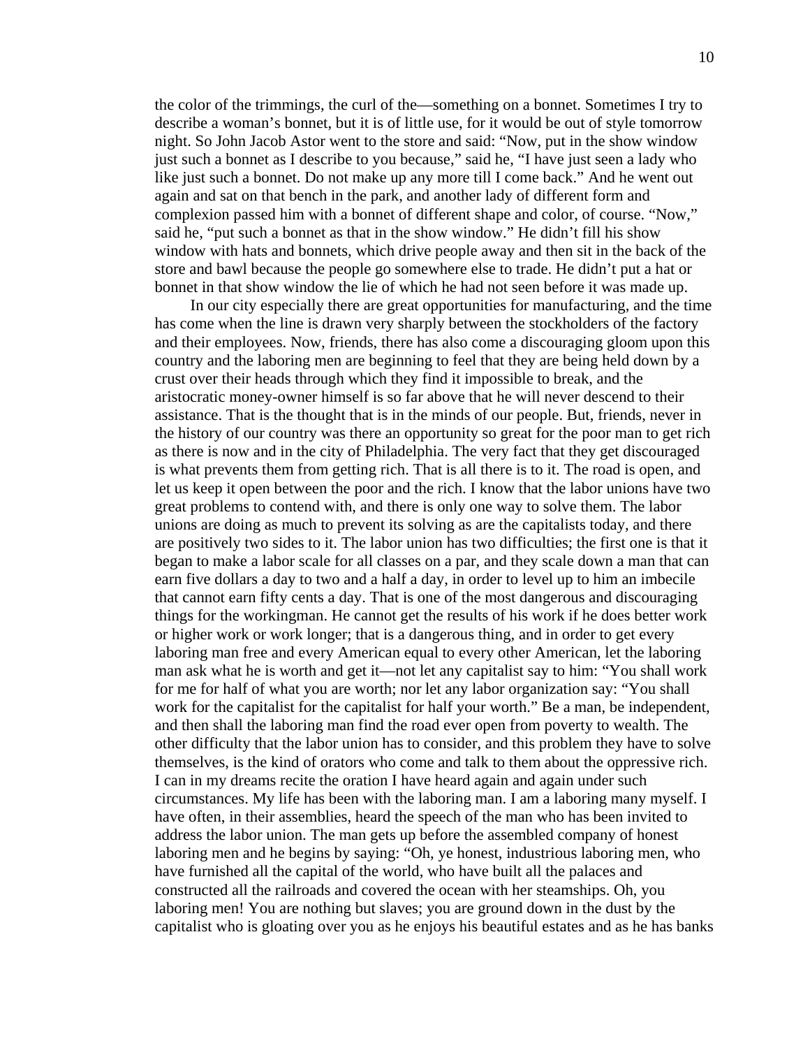the color of the trimmings, the curl of the—something on a bonnet. Sometimes I try to describe a woman's bonnet, but it is of little use, for it would be out of style tomorrow night. So John Jacob Astor went to the store and said: "Now, put in the show window just such a bonnet as I describe to you because," said he, "I have just seen a lady who like just such a bonnet. Do not make up any more till I come back." And he went out again and sat on that bench in the park, and another lady of different form and complexion passed him with a bonnet of different shape and color, of course. "Now," said he, "put such a bonnet as that in the show window." He didn't fill his show window with hats and bonnets, which drive people away and then sit in the back of the store and bawl because the people go somewhere else to trade. He didn't put a hat or bonnet in that show window the lie of which he had not seen before it was made up.

In our city especially there are great opportunities for manufacturing, and the time has come when the line is drawn very sharply between the stockholders of the factory and their employees. Now, friends, there has also come a discouraging gloom upon this country and the laboring men are beginning to feel that they are being held down by a crust over their heads through which they find it impossible to break, and the aristocratic money-owner himself is so far above that he will never descend to their assistance. That is the thought that is in the minds of our people. But, friends, never in the history of our country was there an opportunity so great for the poor man to get rich as there is now and in the city of Philadelphia. The very fact that they get discouraged is what prevents them from getting rich. That is all there is to it. The road is open, and let us keep it open between the poor and the rich. I know that the labor unions have two great problems to contend with, and there is only one way to solve them. The labor unions are doing as much to prevent its solving as are the capitalists today, and there are positively two sides to it. The labor union has two difficulties; the first one is that it began to make a labor scale for all classes on a par, and they scale down a man that can earn five dollars a day to two and a half a day, in order to level up to him an imbecile that cannot earn fifty cents a day. That is one of the most dangerous and discouraging things for the workingman. He cannot get the results of his work if he does better work or higher work or work longer; that is a dangerous thing, and in order to get every laboring man free and every American equal to every other American, let the laboring man ask what he is worth and get it—not let any capitalist say to him: "You shall work for me for half of what you are worth; nor let any labor organization say: "You shall work for the capitalist for the capitalist for half your worth." Be a man, be independent, and then shall the laboring man find the road ever open from poverty to wealth. The other difficulty that the labor union has to consider, and this problem they have to solve themselves, is the kind of orators who come and talk to them about the oppressive rich. I can in my dreams recite the oration I have heard again and again under such circumstances. My life has been with the laboring man. I am a laboring many myself. I have often, in their assemblies, heard the speech of the man who has been invited to address the labor union. The man gets up before the assembled company of honest laboring men and he begins by saying: "Oh, ye honest, industrious laboring men, who have furnished all the capital of the world, who have built all the palaces and constructed all the railroads and covered the ocean with her steamships. Oh, you laboring men! You are nothing but slaves; you are ground down in the dust by the capitalist who is gloating over you as he enjoys his beautiful estates and as he has banks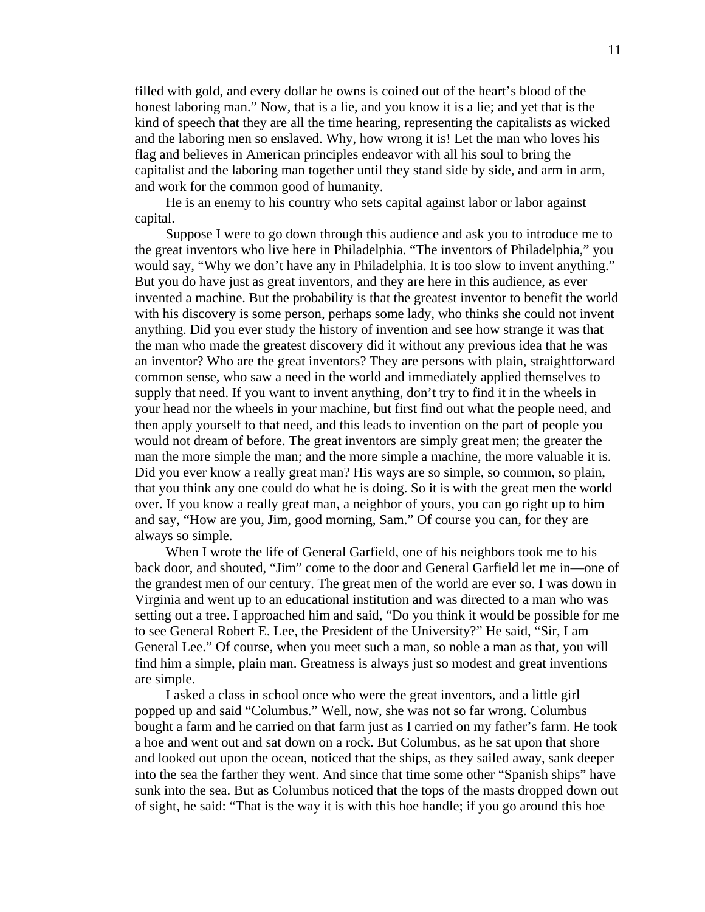filled with gold, and every dollar he owns is coined out of the heart's blood of the honest laboring man." Now, that is a lie, and you know it is a lie; and yet that is the kind of speech that they are all the time hearing, representing the capitalists as wicked and the laboring men so enslaved. Why, how wrong it is! Let the man who loves his flag and believes in American principles endeavor with all his soul to bring the capitalist and the laboring man together until they stand side by side, and arm in arm, and work for the common good of humanity.

He is an enemy to his country who sets capital against labor or labor against capital.

Suppose I were to go down through this audience and ask you to introduce me to the great inventors who live here in Philadelphia. "The inventors of Philadelphia," you would say, "Why we don't have any in Philadelphia. It is too slow to invent anything." But you do have just as great inventors, and they are here in this audience, as ever invented a machine. But the probability is that the greatest inventor to benefit the world with his discovery is some person, perhaps some lady, who thinks she could not invent anything. Did you ever study the history of invention and see how strange it was that the man who made the greatest discovery did it without any previous idea that he was an inventor? Who are the great inventors? They are persons with plain, straightforward common sense, who saw a need in the world and immediately applied themselves to supply that need. If you want to invent anything, don't try to find it in the wheels in your head nor the wheels in your machine, but first find out what the people need, and then apply yourself to that need, and this leads to invention on the part of people you would not dream of before. The great inventors are simply great men; the greater the man the more simple the man; and the more simple a machine, the more valuable it is. Did you ever know a really great man? His ways are so simple, so common, so plain, that you think any one could do what he is doing. So it is with the great men the world over. If you know a really great man, a neighbor of yours, you can go right up to him and say, "How are you, Jim, good morning, Sam." Of course you can, for they are always so simple.

When I wrote the life of General Garfield, one of his neighbors took me to his back door, and shouted, "Jim" come to the door and General Garfield let me in—one of the grandest men of our century. The great men of the world are ever so. I was down in Virginia and went up to an educational institution and was directed to a man who was setting out a tree. I approached him and said, "Do you think it would be possible for me to see General Robert E. Lee, the President of the University?" He said, "Sir, I am General Lee." Of course, when you meet such a man, so noble a man as that, you will find him a simple, plain man. Greatness is always just so modest and great inventions are simple.

I asked a class in school once who were the great inventors, and a little girl popped up and said "Columbus." Well, now, she was not so far wrong. Columbus bought a farm and he carried on that farm just as I carried on my father's farm. He took a hoe and went out and sat down on a rock. But Columbus, as he sat upon that shore and looked out upon the ocean, noticed that the ships, as they sailed away, sank deeper into the sea the farther they went. And since that time some other "Spanish ships" have sunk into the sea. But as Columbus noticed that the tops of the masts dropped down out of sight, he said: "That is the way it is with this hoe handle; if you go around this hoe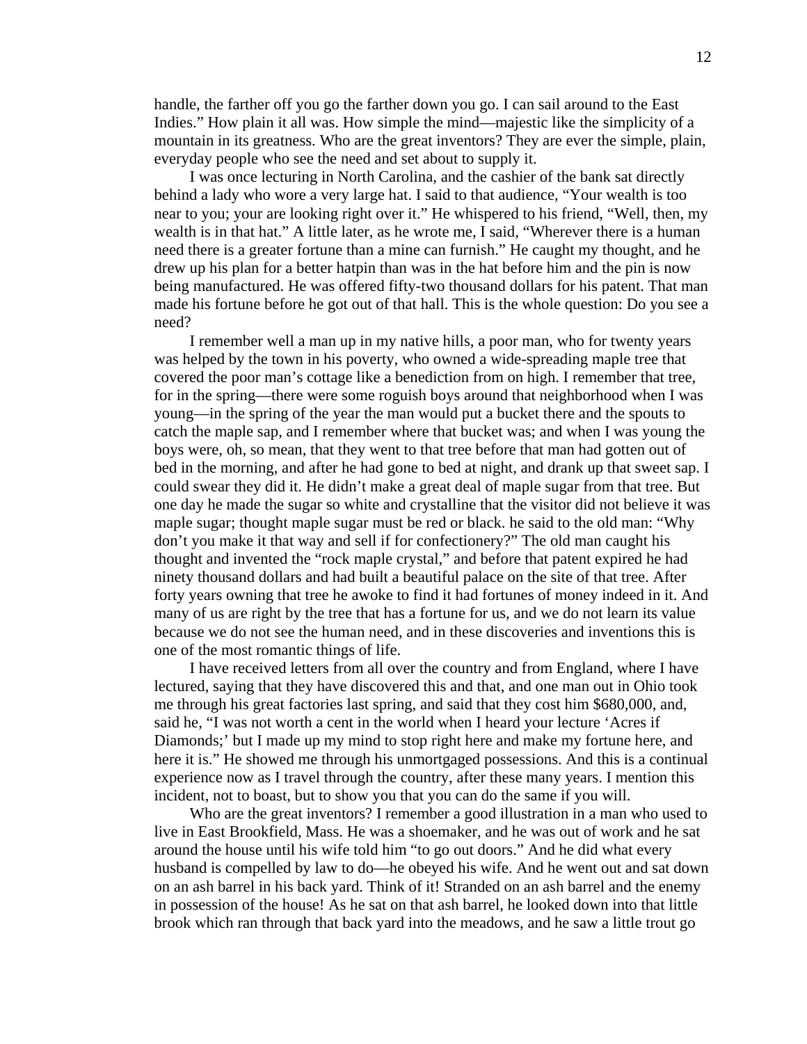handle, the farther off you go the farther down you go. I can sail around to the East Indies." How plain it all was. How simple the mind—majestic like the simplicity of a mountain in its greatness. Who are the great inventors? They are ever the simple, plain, everyday people who see the need and set about to supply it.

I was once lecturing in North Carolina, and the cashier of the bank sat directly behind a lady who wore a very large hat. I said to that audience, "Your wealth is too near to you; your are looking right over it." He whispered to his friend, "Well, then, my wealth is in that hat." A little later, as he wrote me, I said, "Wherever there is a human need there is a greater fortune than a mine can furnish." He caught my thought, and he drew up his plan for a better hatpin than was in the hat before him and the pin is now being manufactured. He was offered fifty-two thousand dollars for his patent. That man made his fortune before he got out of that hall. This is the whole question: Do you see a need?

I remember well a man up in my native hills, a poor man, who for twenty years was helped by the town in his poverty, who owned a wide-spreading maple tree that covered the poor man's cottage like a benediction from on high. I remember that tree, for in the spring—there were some roguish boys around that neighborhood when I was young—in the spring of the year the man would put a bucket there and the spouts to catch the maple sap, and I remember where that bucket was; and when I was young the boys were, oh, so mean, that they went to that tree before that man had gotten out of bed in the morning, and after he had gone to bed at night, and drank up that sweet sap. I could swear they did it. He didn't make a great deal of maple sugar from that tree. But one day he made the sugar so white and crystalline that the visitor did not believe it was maple sugar; thought maple sugar must be red or black. he said to the old man: "Why don't you make it that way and sell if for confectionery?" The old man caught his thought and invented the "rock maple crystal," and before that patent expired he had ninety thousand dollars and had built a beautiful palace on the site of that tree. After forty years owning that tree he awoke to find it had fortunes of money indeed in it. And many of us are right by the tree that has a fortune for us, and we do not learn its value because we do not see the human need, and in these discoveries and inventions this is one of the most romantic things of life.

I have received letters from all over the country and from England, where I have lectured, saying that they have discovered this and that, and one man out in Ohio took me through his great factories last spring, and said that they cost him $680,000, and, said he, "I was not worth a cent in the world when I heard your lecture 'Acres if Diamonds;' but I made up my mind to stop right here and make my fortune here, and here it is." He showed me through his unmortgaged possessions. And this is a continual experience now as I travel through the country, after these many years. I mention this incident, not to boast, but to show you that you can do the same if you will.

Who are the great inventors? I remember a good illustration in a man who used to live in East Brookfield, Mass. He was a shoemaker, and he was out of work and he sat around the house until his wife told him "to go out doors." And he did what every husband is compelled by law to do—he obeyed his wife. And he went out and sat down on an ash barrel in his back yard. Think of it! Stranded on an ash barrel and the enemy in possession of the house! As he sat on that ash barrel, he looked down into that little brook which ran through that back yard into the meadows, and he saw a little trout go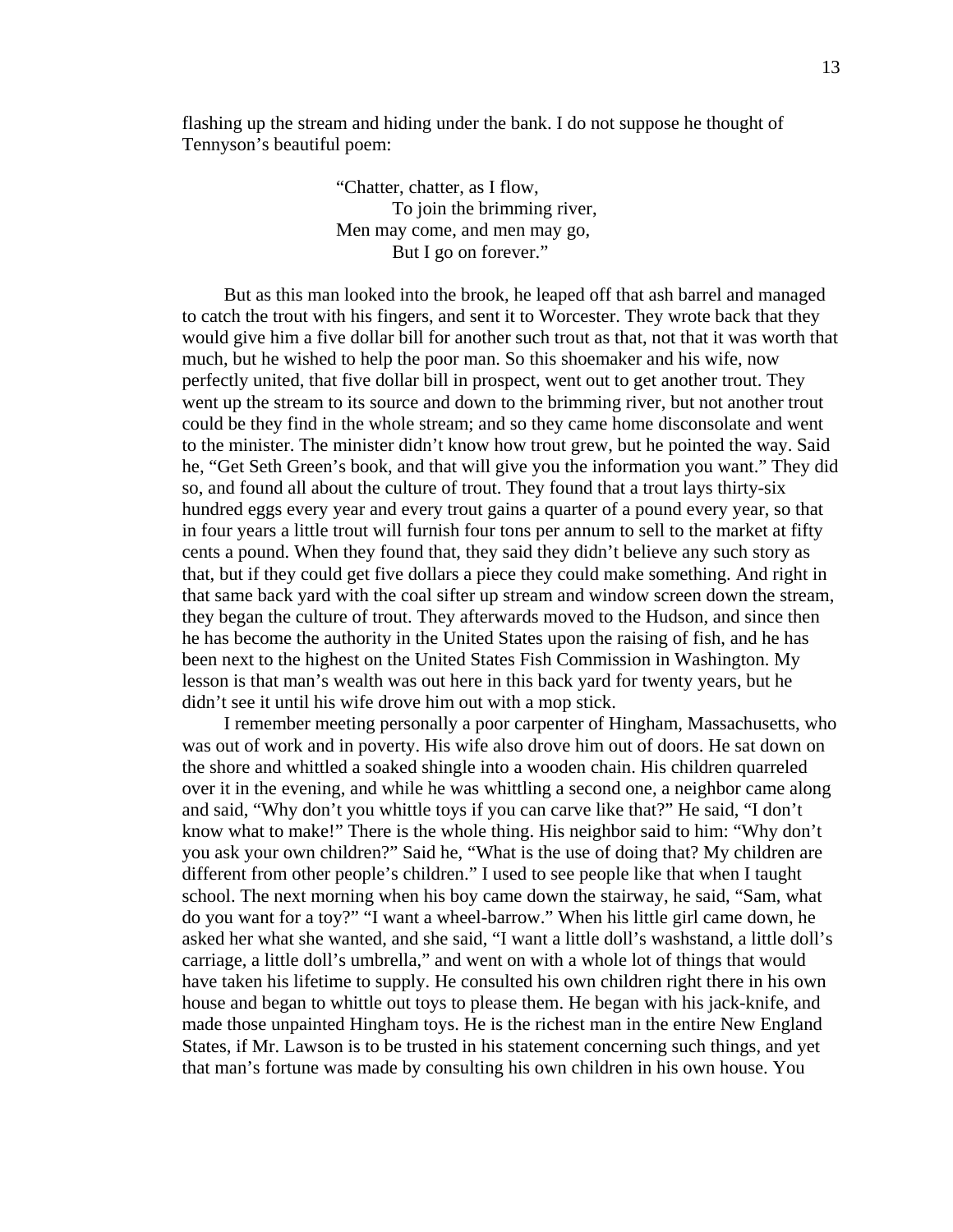flashing up the stream and hiding under the bank. I do not suppose he thought of Tennyson's beautiful poem:

> "Chatter, chatter, as I flow,
> To join the brimming river,
> Men may come, and men may go,
> But I go on forever."

But as this man looked into the brook, he leaped off that ash barrel and managed to catch the trout with his fingers, and sent it to Worcester. They wrote back that they would give him a five dollar bill for another such trout as that, not that it was worth that much, but he wished to help the poor man. So this shoemaker and his wife, now perfectly united, that five dollar bill in prospect, went out to get another trout. They went up the stream to its source and down to the brimming river, but not another trout could be they find in the whole stream; and so they came home disconsolate and went to the minister. The minister didn't know how trout grew, but he pointed the way. Said he, "Get Seth Green's book, and that will give you the information you want." They did so, and found all about the culture of trout. They found that a trout lays thirty-six hundred eggs every year and every trout gains a quarter of a pound every year, so that in four years a little trout will furnish four tons per annum to sell to the market at fifty cents a pound. When they found that, they said they didn't believe any such story as that, but if they could get five dollars a piece they could make something. And right in that same back yard with the coal sifter up stream and window screen down the stream, they began the culture of trout. They afterwards moved to the Hudson, and since then he has become the authority in the United States upon the raising of fish, and he has been next to the highest on the United States Fish Commission in Washington. My lesson is that man's wealth was out here in this back yard for twenty years, but he didn't see it until his wife drove him out with a mop stick.

I remember meeting personally a poor carpenter of Hingham, Massachusetts, who was out of work and in poverty. His wife also drove him out of doors. He sat down on the shore and whittled a soaked shingle into a wooden chain. His children quarreled over it in the evening, and while he was whittling a second one, a neighbor came along and said, "Why don't you whittle toys if you can carve like that?" He said, "I don't know what to make!" There is the whole thing. His neighbor said to him: "Why don't you ask your own children?" Said he, "What is the use of doing that? My children are different from other people's children." I used to see people like that when I taught school. The next morning when his boy came down the stairway, he said, "Sam, what do you want for a toy?" "I want a wheel-barrow." When his little girl came down, he asked her what she wanted, and she said, "I want a little doll's washstand, a little doll's carriage, a little doll's umbrella," and went on with a whole lot of things that would have taken his lifetime to supply. He consulted his own children right there in his own house and began to whittle out toys to please them. He began with his jack-knife, and made those unpainted Hingham toys. He is the richest man in the entire New England States, if Mr. Lawson is to be trusted in his statement concerning such things, and yet that man's fortune was made by consulting his own children in his own house. You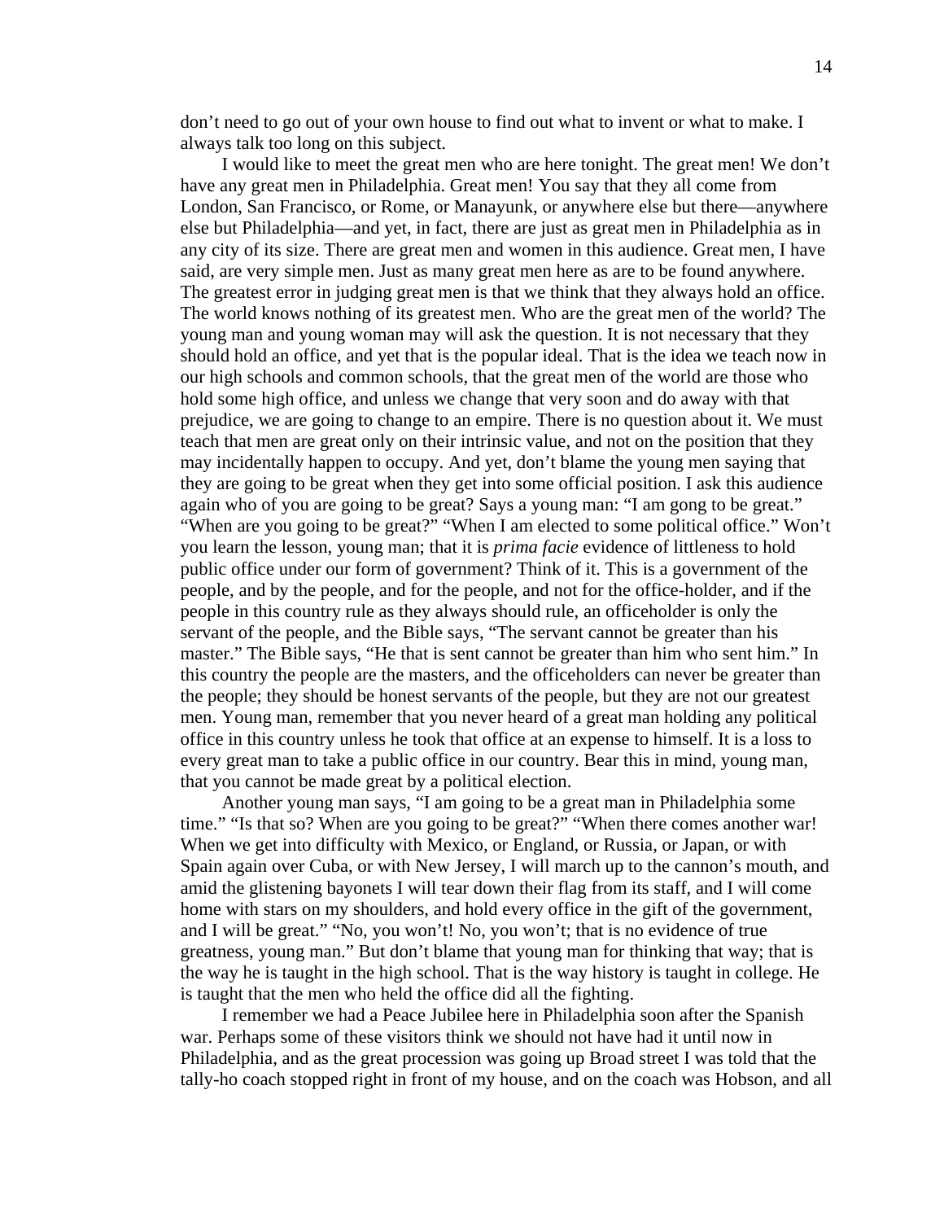don't need to go out of your own house to find out what to invent or what to make. I always talk too long on this subject.

I would like to meet the great men who are here tonight. The great men! We don't have any great men in Philadelphia. Great men! You say that they all come from London, San Francisco, or Rome, or Manayunk, or anywhere else but there—anywhere else but Philadelphia—and yet, in fact, there are just as great men in Philadelphia as in any city of its size. There are great men and women in this audience. Great men, I have said, are very simple men. Just as many great men here as are to be found anywhere. The greatest error in judging great men is that we think that they always hold an office. The world knows nothing of its greatest men. Who are the great men of the world? The young man and young woman may will ask the question. It is not necessary that they should hold an office, and yet that is the popular ideal. That is the idea we teach now in our high schools and common schools, that the great men of the world are those who hold some high office, and unless we change that very soon and do away with that prejudice, we are going to change to an empire. There is no question about it. We must teach that men are great only on their intrinsic value, and not on the position that they may incidentally happen to occupy. And yet, don't blame the young men saying that they are going to be great when they get into some official position. I ask this audience again who of you are going to be great? Says a young man: "I am gong to be great." "When are you going to be great?" "When I am elected to some political office." Won't you learn the lesson, young man; that it is *prima facie* evidence of littleness to hold public office under our form of government? Think of it. This is a government of the people, and by the people, and for the people, and not for the office-holder, and if the people in this country rule as they always should rule, an officeholder is only the servant of the people, and the Bible says, "The servant cannot be greater than his master." The Bible says, "He that is sent cannot be greater than him who sent him." In this country the people are the masters, and the officeholders can never be greater than the people; they should be honest servants of the people, but they are not our greatest men. Young man, remember that you never heard of a great man holding any political office in this country unless he took that office at an expense to himself. It is a loss to every great man to take a public office in our country. Bear this in mind, young man, that you cannot be made great by a political election.

Another young man says, "I am going to be a great man in Philadelphia some time." "Is that so? When are you going to be great?" "When there comes another war! When we get into difficulty with Mexico, or England, or Russia, or Japan, or with Spain again over Cuba, or with New Jersey, I will march up to the cannon's mouth, and amid the glistening bayonets I will tear down their flag from its staff, and I will come home with stars on my shoulders, and hold every office in the gift of the government, and I will be great." "No, you won't! No, you won't; that is no evidence of true greatness, young man." But don't blame that young man for thinking that way; that is the way he is taught in the high school. That is the way history is taught in college. He is taught that the men who held the office did all the fighting.

I remember we had a Peace Jubilee here in Philadelphia soon after the Spanish war. Perhaps some of these visitors think we should not have had it until now in Philadelphia, and as the great procession was going up Broad street I was told that the tally-ho coach stopped right in front of my house, and on the coach was Hobson, and all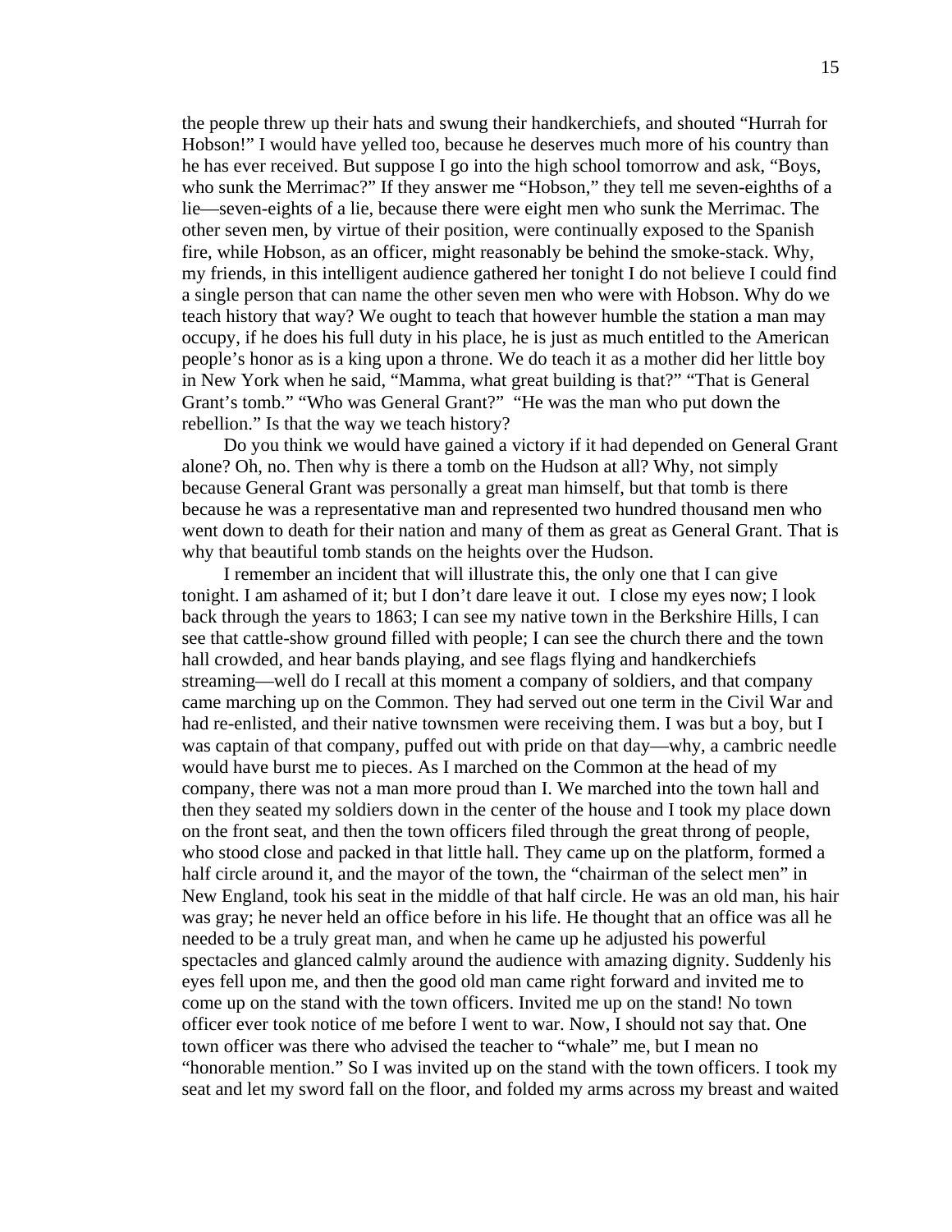the people threw up their hats and swung their handkerchiefs, and shouted "Hurrah for Hobson!" I would have yelled too, because he deserves much more of his country than he has ever received. But suppose I go into the high school tomorrow and ask, "Boys, who sunk the Merrimac?" If they answer me "Hobson," they tell me seven-eighths of a lie—seven-eights of a lie, because there were eight men who sunk the Merrimac. The other seven men, by virtue of their position, were continually exposed to the Spanish fire, while Hobson, as an officer, might reasonably be behind the smoke-stack. Why, my friends, in this intelligent audience gathered her tonight I do not believe I could find a single person that can name the other seven men who were with Hobson. Why do we teach history that way? We ought to teach that however humble the station a man may occupy, if he does his full duty in his place, he is just as much entitled to the American people's honor as is a king upon a throne. We do teach it as a mother did her little boy in New York when he said, "Mamma, what great building is that?" "That is General Grant's tomb." "Who was General Grant?" "He was the man who put down the rebellion." Is that the way we teach history?

Do you think we would have gained a victory if it had depended on General Grant alone? Oh, no. Then why is there a tomb on the Hudson at all? Why, not simply because General Grant was personally a great man himself, but that tomb is there because he was a representative man and represented two hundred thousand men who went down to death for their nation and many of them as great as General Grant. That is why that beautiful tomb stands on the heights over the Hudson.

I remember an incident that will illustrate this, the only one that I can give tonight. I am ashamed of it; but I don't dare leave it out. I close my eyes now; I look back through the years to 1863; I can see my native town in the Berkshire Hills, I can see that cattle-show ground filled with people; I can see the church there and the town hall crowded, and hear bands playing, and see flags flying and handkerchiefs streaming—well do I recall at this moment a company of soldiers, and that company came marching up on the Common. They had served out one term in the Civil War and had re-enlisted, and their native townsmen were receiving them. I was but a boy, but I was captain of that company, puffed out with pride on that day—why, a cambric needle would have burst me to pieces. As I marched on the Common at the head of my company, there was not a man more proud than I. We marched into the town hall and then they seated my soldiers down in the center of the house and I took my place down on the front seat, and then the town officers filed through the great throng of people, who stood close and packed in that little hall. They came up on the platform, formed a half circle around it, and the mayor of the town, the "chairman of the select men" in New England, took his seat in the middle of that half circle. He was an old man, his hair was gray; he never held an office before in his life. He thought that an office was all he needed to be a truly great man, and when he came up he adjusted his powerful spectacles and glanced calmly around the audience with amazing dignity. Suddenly his eyes fell upon me, and then the good old man came right forward and invited me to come up on the stand with the town officers. Invited me up on the stand! No town officer ever took notice of me before I went to war. Now, I should not say that. One town officer was there who advised the teacher to "whale" me, but I mean no "honorable mention." So I was invited up on the stand with the town officers. I took my seat and let my sword fall on the floor, and folded my arms across my breast and waited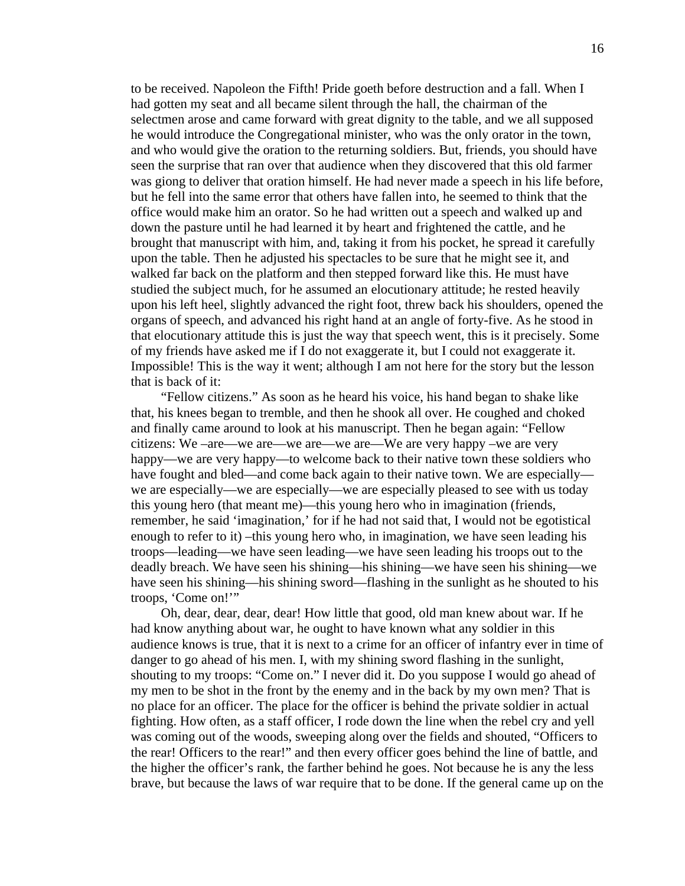to be received. Napoleon the Fifth! Pride goeth before destruction and a fall. When I had gotten my seat and all became silent through the hall, the chairman of the selectmen arose and came forward with great dignity to the table, and we all supposed he would introduce the Congregational minister, who was the only orator in the town, and who would give the oration to the returning soldiers. But, friends, you should have seen the surprise that ran over that audience when they discovered that this old farmer was giong to deliver that oration himself. He had never made a speech in his life before, but he fell into the same error that others have fallen into, he seemed to think that the office would make him an orator. So he had written out a speech and walked up and down the pasture until he had learned it by heart and frightened the cattle, and he brought that manuscript with him, and, taking it from his pocket, he spread it carefully upon the table. Then he adjusted his spectacles to be sure that he might see it, and walked far back on the platform and then stepped forward like this. He must have studied the subject much, for he assumed an elocutionary attitude; he rested heavily upon his left heel, slightly advanced the right foot, threw back his shoulders, opened the organs of speech, and advanced his right hand at an angle of forty-five. As he stood in that elocutionary attitude this is just the way that speech went, this is it precisely. Some of my friends have asked me if I do not exaggerate it, but I could not exaggerate it. Impossible! This is the way it went; although I am not here for the story but the lesson that is back of it:

"Fellow citizens." As soon as he heard his voice, his hand began to shake like that, his knees began to tremble, and then he shook all over. He coughed and choked and finally came around to look at his manuscript. Then he began again: "Fellow citizens: We –are—we are—we are—we are—We are very happy –we are very happy—we are very happy—to welcome back to their native town these soldiers who have fought and bled—and come back again to their native town. We are especially—we are especially—we are especially—we are especially pleased to see with us today this young hero (that meant me)—this young hero who in imagination (friends, remember, he said 'imagination,' for if he had not said that, I would not be egotistical enough to refer to it) –this young hero who, in imagination, we have seen leading his troops—leading—we have seen leading—we have seen leading his troops out to the deadly breach. We have seen his shining—his shining—we have seen his shining—we have seen his shining—his shining sword—flashing in the sunlight as he shouted to his troops, 'Come on!'"

Oh, dear, dear, dear, dear! How little that good, old man knew about war. If he had know anything about war, he ought to have known what any soldier in this audience knows is true, that it is next to a crime for an officer of infantry ever in time of danger to go ahead of his men. I, with my shining sword flashing in the sunlight, shouting to my troops: "Come on." I never did it. Do you suppose I would go ahead of my men to be shot in the front by the enemy and in the back by my own men? That is no place for an officer. The place for the officer is behind the private soldier in actual fighting. How often, as a staff officer, I rode down the line when the rebel cry and yell was coming out of the woods, sweeping along over the fields and shouted, "Officers to the rear! Officers to the rear!" and then every officer goes behind the line of battle, and the higher the officer's rank, the farther behind he goes. Not because he is any the less brave, but because the laws of war require that to be done. If the general came up on the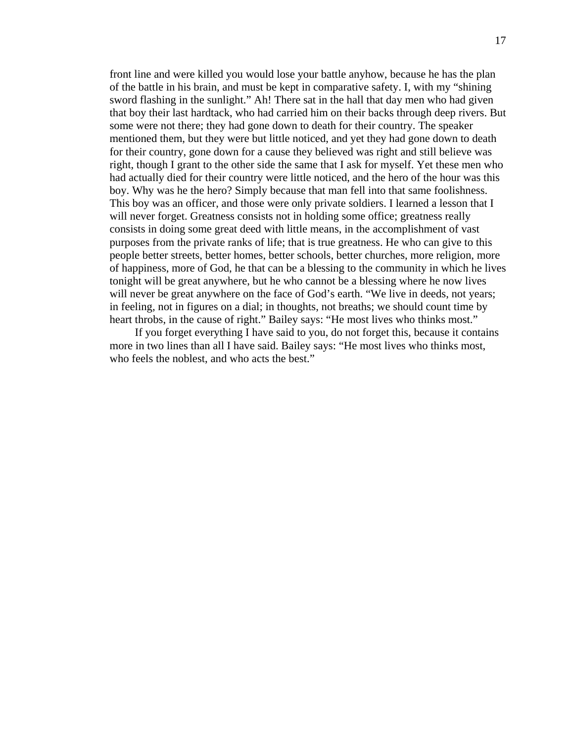front line and were killed you would lose your battle anyhow, because he has the plan of the battle in his brain, and must be kept in comparative safety. I, with my "shining sword flashing in the sunlight." Ah! There sat in the hall that day men who had given that boy their last hardtack, who had carried him on their backs through deep rivers. But some were not there; they had gone down to death for their country. The speaker mentioned them, but they were but little noticed, and yet they had gone down to death for their country, gone down for a cause they believed was right and still believe was right, though I grant to the other side the same that I ask for myself. Yet these men who had actually died for their country were little noticed, and the hero of the hour was this boy. Why was he the hero? Simply because that man fell into that same foolishness. This boy was an officer, and those were only private soldiers. I learned a lesson that I will never forget. Greatness consists not in holding some office; greatness really consists in doing some great deed with little means, in the accomplishment of vast purposes from the private ranks of life; that is true greatness. He who can give to this people better streets, better homes, better schools, better churches, more religion, more of happiness, more of God, he that can be a blessing to the community in which he lives tonight will be great anywhere, but he who cannot be a blessing where he now lives will never be great anywhere on the face of God's earth. "We live in deeds, not years; in feeling, not in figures on a dial; in thoughts, not breaths; we should count time by heart throbs, in the cause of right." Bailey says: "He most lives who thinks most."

If you forget everything I have said to you, do not forget this, because it contains more in two lines than all I have said. Bailey says: "He most lives who thinks most, who feels the noblest, and who acts the best."